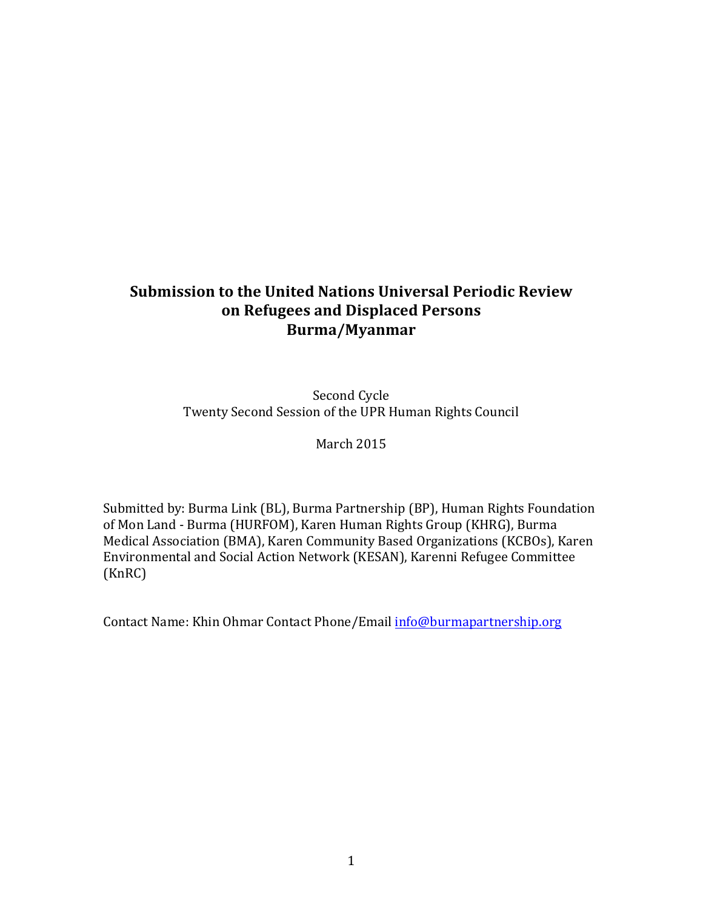# Submission to the United Nations Universal Periodic Review on Refugees and Displaced Persons Burma/Myanmar

Second Cycle
Twenty Second Session of the UPR Human Rights Council

March 2015

Submitted by: Burma Link (BL), Burma Partnership (BP), Human Rights Foundation of Mon Land - Burma (HURFOM), Karen Human Rights Group (KHRG), Burma Medical Association (BMA), Karen Community Based Organizations (KCBOs), Karen Environmental and Social Action Network (KESAN), Karenni Refugee Committee (KnRC)

Contact Name: Khin Ohmar Contact Phone/Email info@burmapartnership.org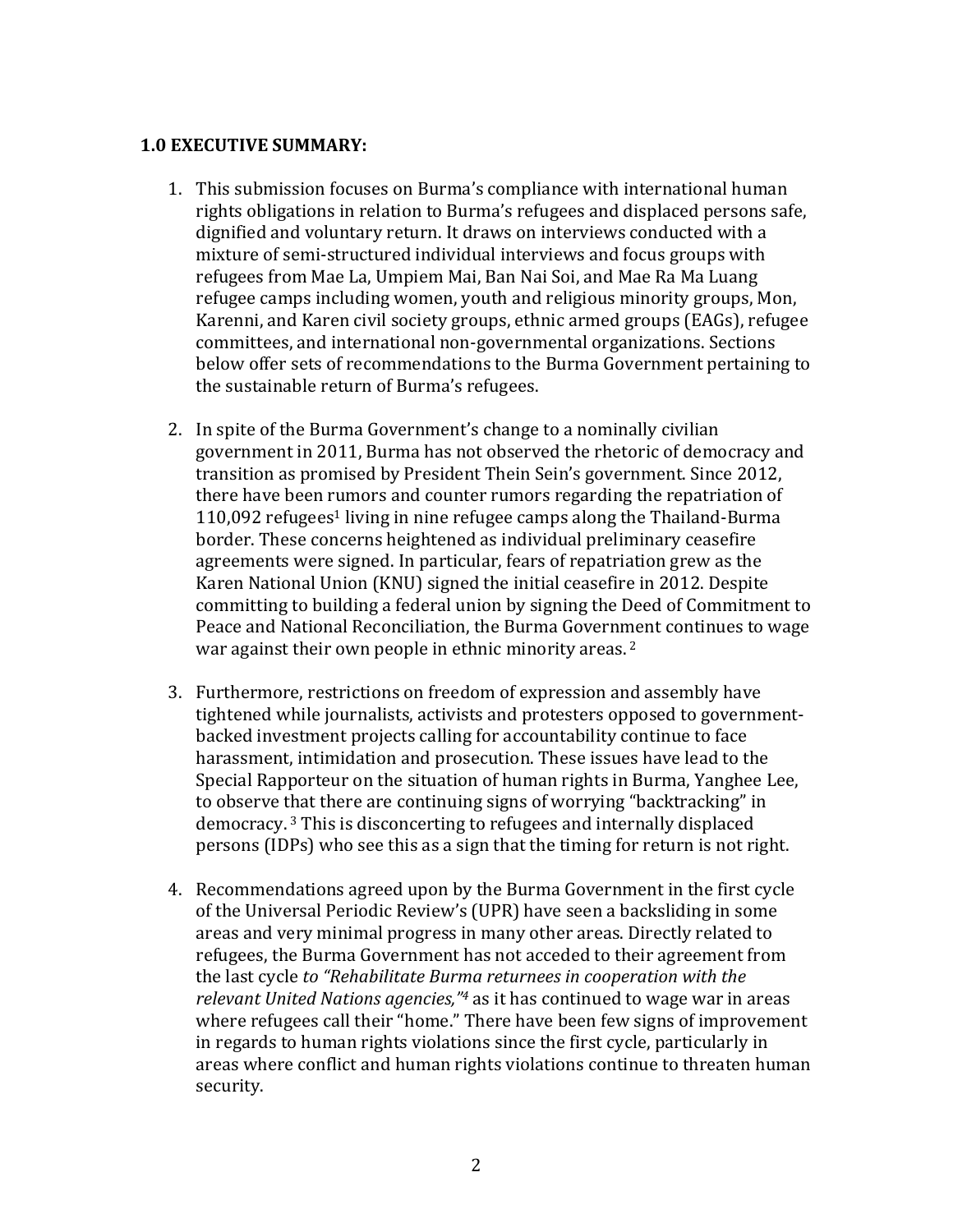## 1.0 EXECUTIVE SUMMARY:

1. This submission focuses on Burma's compliance with international human rights obligations in relation to Burma's refugees and displaced persons safe, dignified and voluntary return. It draws on interviews conducted with a mixture of semi-structured individual interviews and focus groups with refugees from Mae La, Umpiem Mai, Ban Nai Soi, and Mae Ra Ma Luang refugee camps including women, youth and religious minority groups, Mon, Karenni, and Karen civil society groups, ethnic armed groups (EAGs), refugee committees, and international non-governmental organizations. Sections below offer sets of recommendations to the Burma Government pertaining to the sustainable return of Burma's refugees.

2. In spite of the Burma Government's change to a nominally civilian government in 2011, Burma has not observed the rhetoric of democracy and transition as promised by President Thein Sein's government. Since 2012, there have been rumors and counter rumors regarding the repatriation of 110,092 refugees[1] living in nine refugee camps along the Thailand-Burma border. These concerns heightened as individual preliminary ceasefire agreements were signed. In particular, fears of repatriation grew as the Karen National Union (KNU) signed the initial ceasefire in 2012. Despite committing to building a federal union by signing the Deed of Commitment to Peace and National Reconciliation, the Burma Government continues to wage war against their own people in ethnic minority areas.[2]

3. Furthermore, restrictions on freedom of expression and assembly have tightened while journalists, activists and protesters opposed to government-backed investment projects calling for accountability continue to face harassment, intimidation and prosecution. These issues have lead to the Special Rapporteur on the situation of human rights in Burma, Yanghee Lee, to observe that there are continuing signs of worrying "backtracking" in democracy.[3] This is disconcerting to refugees and internally displaced persons (IDPs) who see this as a sign that the timing for return is not right.

4. Recommendations agreed upon by the Burma Government in the first cycle of the Universal Periodic Review's (UPR) have seen a backsliding in some areas and very minimal progress in many other areas. Directly related to refugees, the Burma Government has not acceded to their agreement from the last cycle *to "Rehabilitate Burma returnees in cooperation with the relevant United Nations agencies,"*[4] as it has continued to wage war in areas where refugees call their "home." There have been few signs of improvement in regards to human rights violations since the first cycle, particularly in areas where conflict and human rights violations continue to threaten human security.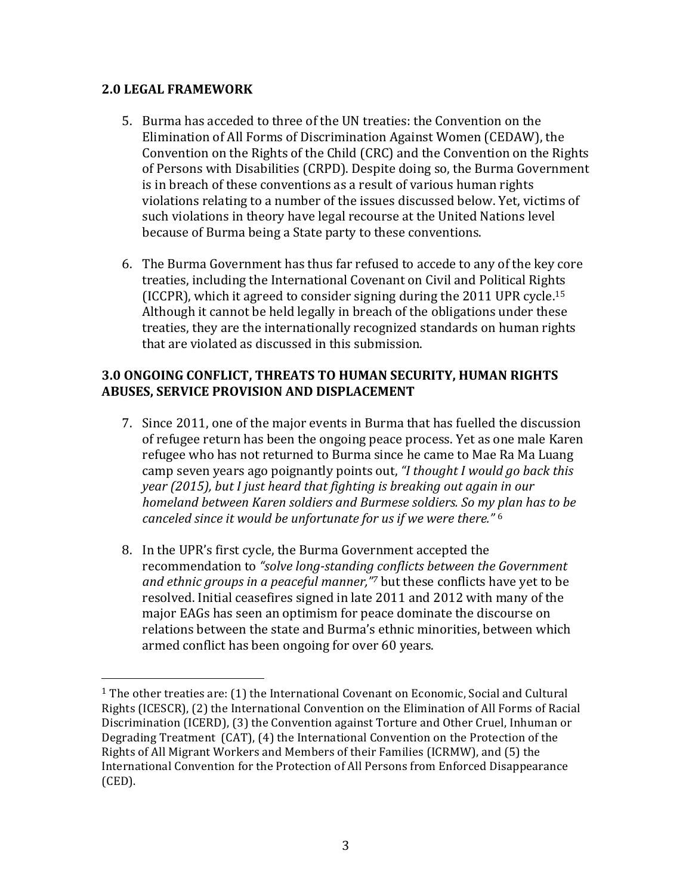## 2.0 LEGAL FRAMEWORK

5. Burma has acceded to three of the UN treaties: the Convention on the Elimination of All Forms of Discrimination Against Women (CEDAW), the Convention on the Rights of the Child (CRC) and the Convention on the Rights of Persons with Disabilities (CRPD). Despite doing so, the Burma Government is in breach of these conventions as a result of various human rights violations relating to a number of the issues discussed below. Yet, victims of such violations in theory have legal recourse at the United Nations level because of Burma being a State party to these conventions.

6. The Burma Government has thus far refused to accede to any of the key core treaties, including the International Covenant on Civil and Political Rights (ICCPR), which it agreed to consider signing during the 2011 UPR cycle.[15] Although it cannot be held legally in breach of the obligations under these treaties, they are the internationally recognized standards on human rights that are violated as discussed in this submission.

## 3.0 ONGOING CONFLICT, THREATS TO HUMAN SECURITY, HUMAN RIGHTS ABUSES, SERVICE PROVISION AND DISPLACEMENT

7. Since 2011, one of the major events in Burma that has fuelled the discussion of refugee return has been the ongoing peace process. Yet as one male Karen refugee who has not returned to Burma since he came to Mae Ra Ma Luang camp seven years ago poignantly points out, *"I thought I would go back this year (2015), but I just heard that fighting is breaking out again in our homeland between Karen soldiers and Burmese soldiers. So my plan has to be canceled since it would be unfortunate for us if we were there."* [6]

8. In the UPR's first cycle, the Burma Government accepted the recommendation to *"solve long-standing conflicts between the Government and ethnic groups in a peaceful manner,"*[7] but these conflicts have yet to be resolved. Initial ceasefires signed in late 2011 and 2012 with many of the major EAGs has seen an optimism for peace dominate the discourse on relations between the state and Burma's ethnic minorities, between which armed conflict has been ongoing for over 60 years.

---

[1] The other treaties are: (1) the International Covenant on Economic, Social and Cultural Rights (ICESCR), (2) the International Convention on the Elimination of All Forms of Racial Discrimination (ICERD), (3) the Convention against Torture and Other Cruel, Inhuman or Degrading Treatment (CAT), (4) the International Convention on the Protection of the Rights of All Migrant Workers and Members of their Families (ICRMW), and (5) the International Convention for the Protection of All Persons from Enforced Disappearance (CED).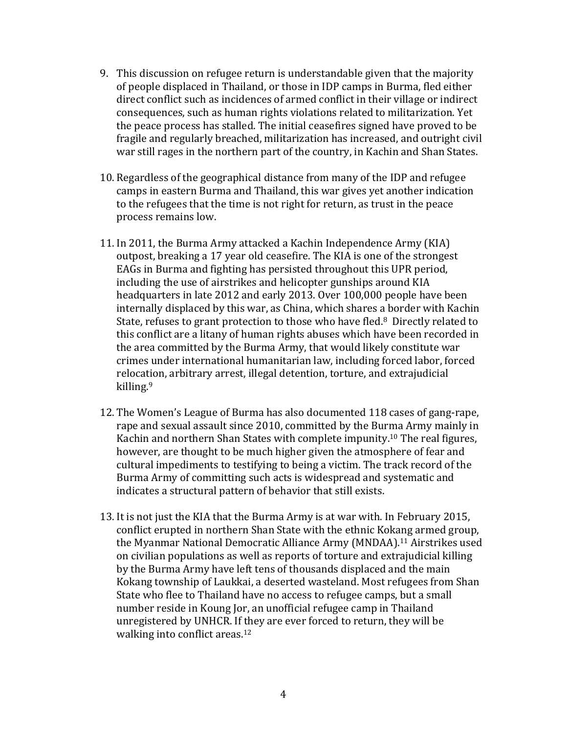9. This discussion on refugee return is understandable given that the majority of people displaced in Thailand, or those in IDP camps in Burma, fled either direct conflict such as incidences of armed conflict in their village or indirect consequences, such as human rights violations related to militarization. Yet the peace process has stalled. The initial ceasefires signed have proved to be fragile and regularly breached, militarization has increased, and outright civil war still rages in the northern part of the country, in Kachin and Shan States.

10. Regardless of the geographical distance from many of the IDP and refugee camps in eastern Burma and Thailand, this war gives yet another indication to the refugees that the time is not right for return, as trust in the peace process remains low.

11. In 2011, the Burma Army attacked a Kachin Independence Army (KIA) outpost, breaking a 17 year old ceasefire. The KIA is one of the strongest EAGs in Burma and fighting has persisted throughout this UPR period, including the use of airstrikes and helicopter gunships around KIA headquarters in late 2012 and early 2013. Over 100,000 people have been internally displaced by this war, as China, which shares a border with Kachin State, refuses to grant protection to those who have fled.[8] Directly related to this conflict are a litany of human rights abuses which have been recorded in the area committed by the Burma Army, that would likely constitute war crimes under international humanitarian law, including forced labor, forced relocation, arbitrary arrest, illegal detention, torture, and extrajudicial killing.[9]

12. The Women's League of Burma has also documented 118 cases of gang-rape, rape and sexual assault since 2010, committed by the Burma Army mainly in Kachin and northern Shan States with complete impunity.[10] The real figures, however, are thought to be much higher given the atmosphere of fear and cultural impediments to testifying to being a victim. The track record of the Burma Army of committing such acts is widespread and systematic and indicates a structural pattern of behavior that still exists.

13. It is not just the KIA that the Burma Army is at war with. In February 2015, conflict erupted in northern Shan State with the ethnic Kokang armed group, the Myanmar National Democratic Alliance Army (MNDAA).[11] Airstrikes used on civilian populations as well as reports of torture and extrajudicial killing by the Burma Army have left tens of thousands displaced and the main Kokang township of Laukkai, a deserted wasteland. Most refugees from Shan State who flee to Thailand have no access to refugee camps, but a small number reside in Koung Jor, an unofficial refugee camp in Thailand unregistered by UNHCR. If they are ever forced to return, they will be walking into conflict areas.[12]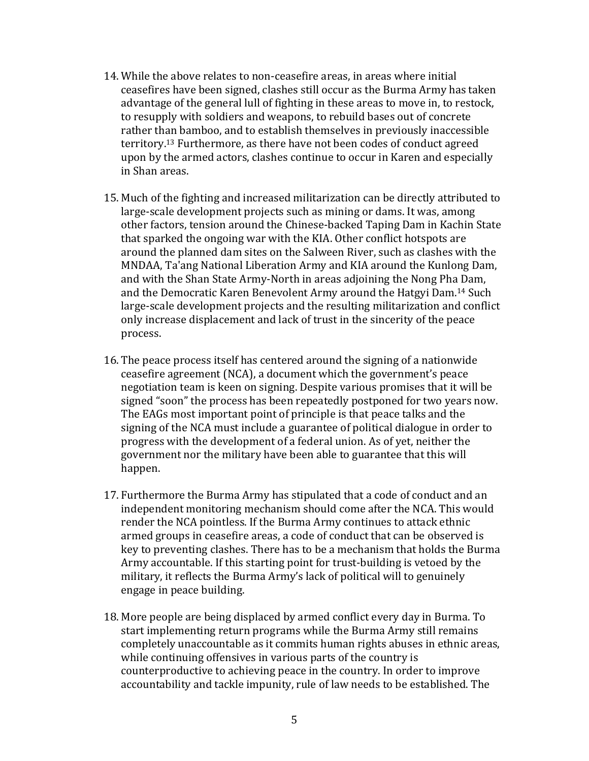14. While the above relates to non-ceasefire areas, in areas where initial ceasefires have been signed, clashes still occur as the Burma Army has taken advantage of the general lull of fighting in these areas to move in, to restock, to resupply with soldiers and weapons, to rebuild bases out of concrete rather than bamboo, and to establish themselves in previously inaccessible territory.[13] Furthermore, as there have not been codes of conduct agreed upon by the armed actors, clashes continue to occur in Karen and especially in Shan areas.

15. Much of the fighting and increased militarization can be directly attributed to large-scale development projects such as mining or dams. It was, among other factors, tension around the Chinese-backed Taping Dam in Kachin State that sparked the ongoing war with the KIA. Other conflict hotspots are around the planned dam sites on the Salween River, such as clashes with the MNDAA, Ta'ang National Liberation Army and KIA around the Kunlong Dam, and with the Shan State Army-North in areas adjoining the Nong Pha Dam, and the Democratic Karen Benevolent Army around the Hatgyi Dam.[14] Such large-scale development projects and the resulting militarization and conflict only increase displacement and lack of trust in the sincerity of the peace process.

16. The peace process itself has centered around the signing of a nationwide ceasefire agreement (NCA), a document which the government's peace negotiation team is keen on signing. Despite various promises that it will be signed "soon" the process has been repeatedly postponed for two years now. The EAGs most important point of principle is that peace talks and the signing of the NCA must include a guarantee of political dialogue in order to progress with the development of a federal union. As of yet, neither the government nor the military have been able to guarantee that this will happen.

17. Furthermore the Burma Army has stipulated that a code of conduct and an independent monitoring mechanism should come after the NCA. This would render the NCA pointless. If the Burma Army continues to attack ethnic armed groups in ceasefire areas, a code of conduct that can be observed is key to preventing clashes. There has to be a mechanism that holds the Burma Army accountable. If this starting point for trust-building is vetoed by the military, it reflects the Burma Army's lack of political will to genuinely engage in peace building.

18. More people are being displaced by armed conflict every day in Burma. To start implementing return programs while the Burma Army still remains completely unaccountable as it commits human rights abuses in ethnic areas, while continuing offensives in various parts of the country is counterproductive to achieving peace in the country. In order to improve accountability and tackle impunity, rule of law needs to be established. The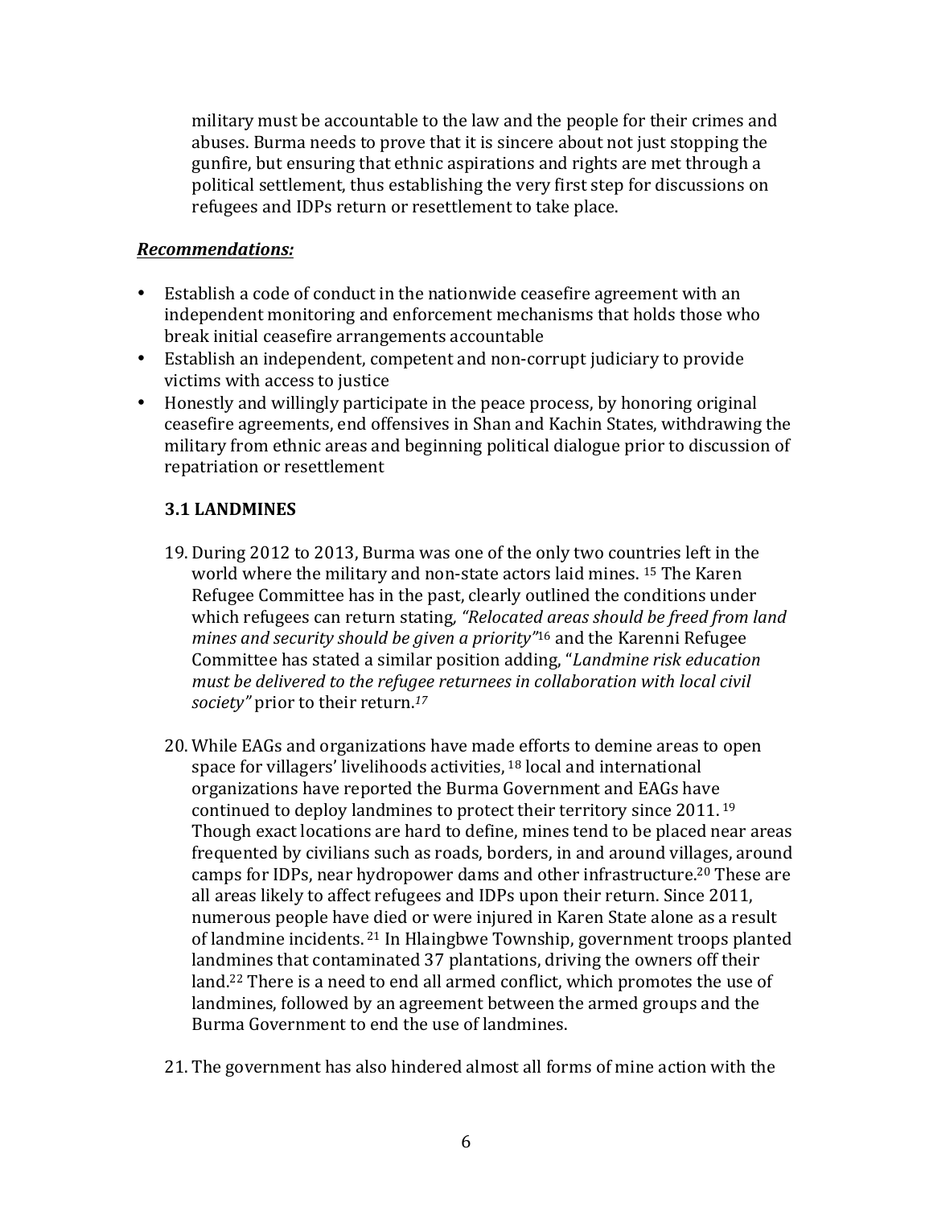military must be accountable to the law and the people for their crimes and abuses. Burma needs to prove that it is sincere about not just stopping the gunfire, but ensuring that ethnic aspirations and rights are met through a political settlement, thus establishing the very first step for discussions on refugees and IDPs return or resettlement to take place.

***Recommendations:***

- Establish a code of conduct in the nationwide ceasefire agreement with an independent monitoring and enforcement mechanisms that holds those who break initial ceasefire arrangements accountable
- Establish an independent, competent and non-corrupt judiciary to provide victims with access to justice
- Honestly and willingly participate in the peace process, by honoring original ceasefire agreements, end offensives in Shan and Kachin States, withdrawing the military from ethnic areas and beginning political dialogue prior to discussion of repatriation or resettlement

### 3.1 LANDMINES

19. During 2012 to 2013, Burma was one of the only two countries left in the world where the military and non-state actors laid mines. [15] The Karen Refugee Committee has in the past, clearly outlined the conditions under which refugees can return stating, *"Relocated areas should be freed from land mines and security should be given a priority"*[16] and the Karenni Refugee Committee has stated a similar position adding, "*Landmine risk education must be delivered to the refugee returnees in collaboration with local civil society"* prior to their return.[17]

20. While EAGs and organizations have made efforts to demine areas to open space for villagers' livelihoods activities, [18] local and international organizations have reported the Burma Government and EAGs have continued to deploy landmines to protect their territory since 2011. [19] Though exact locations are hard to define, mines tend to be placed near areas frequented by civilians such as roads, borders, in and around villages, around camps for IDPs, near hydropower dams and other infrastructure.[20] These are all areas likely to affect refugees and IDPs upon their return. Since 2011, numerous people have died or were injured in Karen State alone as a result of landmine incidents. [21] In Hlaingbwe Township, government troops planted landmines that contaminated 37 plantations, driving the owners off their land.[22] There is a need to end all armed conflict, which promotes the use of landmines, followed by an agreement between the armed groups and the Burma Government to end the use of landmines.

21. The government has also hindered almost all forms of mine action with the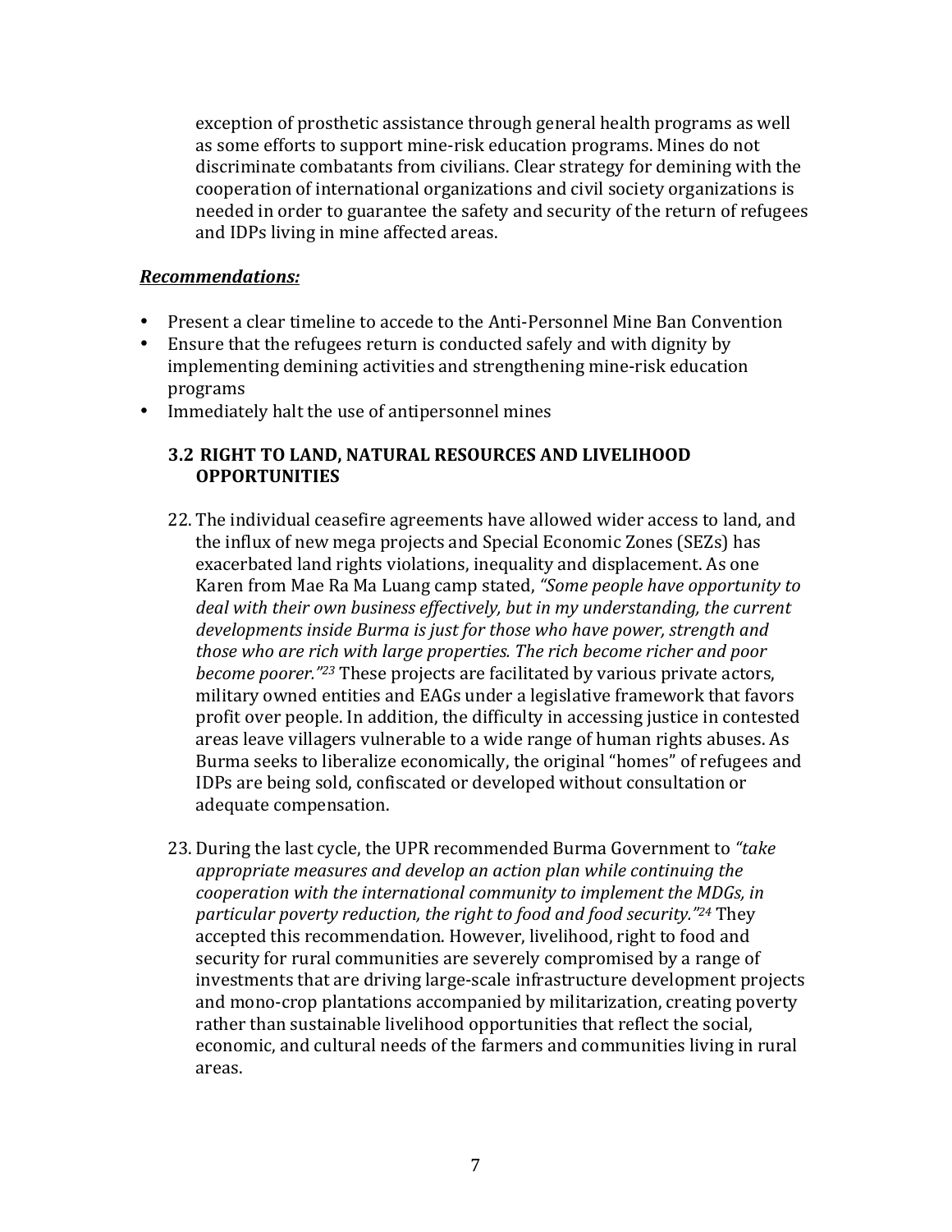exception of prosthetic assistance through general health programs as well as some efforts to support mine-risk education programs. Mines do not discriminate combatants from civilians. Clear strategy for demining with the cooperation of international organizations and civil society organizations is needed in order to guarantee the safety and security of the return of refugees and IDPs living in mine affected areas.

***Recommendations:***

- Present a clear timeline to accede to the Anti-Personnel Mine Ban Convention
- Ensure that the refugees return is conducted safely and with dignity by implementing demining activities and strengthening mine-risk education programs
- Immediately halt the use of antipersonnel mines

### 3.2 RIGHT TO LAND, NATURAL RESOURCES AND LIVELIHOOD OPPORTUNITIES

22. The individual ceasefire agreements have allowed wider access to land, and the influx of new mega projects and Special Economic Zones (SEZs) has exacerbated land rights violations, inequality and displacement. As one Karen from Mae Ra Ma Luang camp stated, *"Some people have opportunity to deal with their own business effectively, but in my understanding, the current developments inside Burma is just for those who have power, strength and those who are rich with large properties. The rich become richer and poor become poorer."*[23] These projects are facilitated by various private actors, military owned entities and EAGs under a legislative framework that favors profit over people. In addition, the difficulty in accessing justice in contested areas leave villagers vulnerable to a wide range of human rights abuses. As Burma seeks to liberalize economically, the original "homes" of refugees and IDPs are being sold, confiscated or developed without consultation or adequate compensation.

23. During the last cycle, the UPR recommended Burma Government to *"take appropriate measures and develop an action plan while continuing the cooperation with the international community to implement the MDGs, in particular poverty reduction, the right to food and food security."*[24] They accepted this recommendation. However, livelihood, right to food and security for rural communities are severely compromised by a range of investments that are driving large-scale infrastructure development projects and mono-crop plantations accompanied by militarization, creating poverty rather than sustainable livelihood opportunities that reflect the social, economic, and cultural needs of the farmers and communities living in rural areas.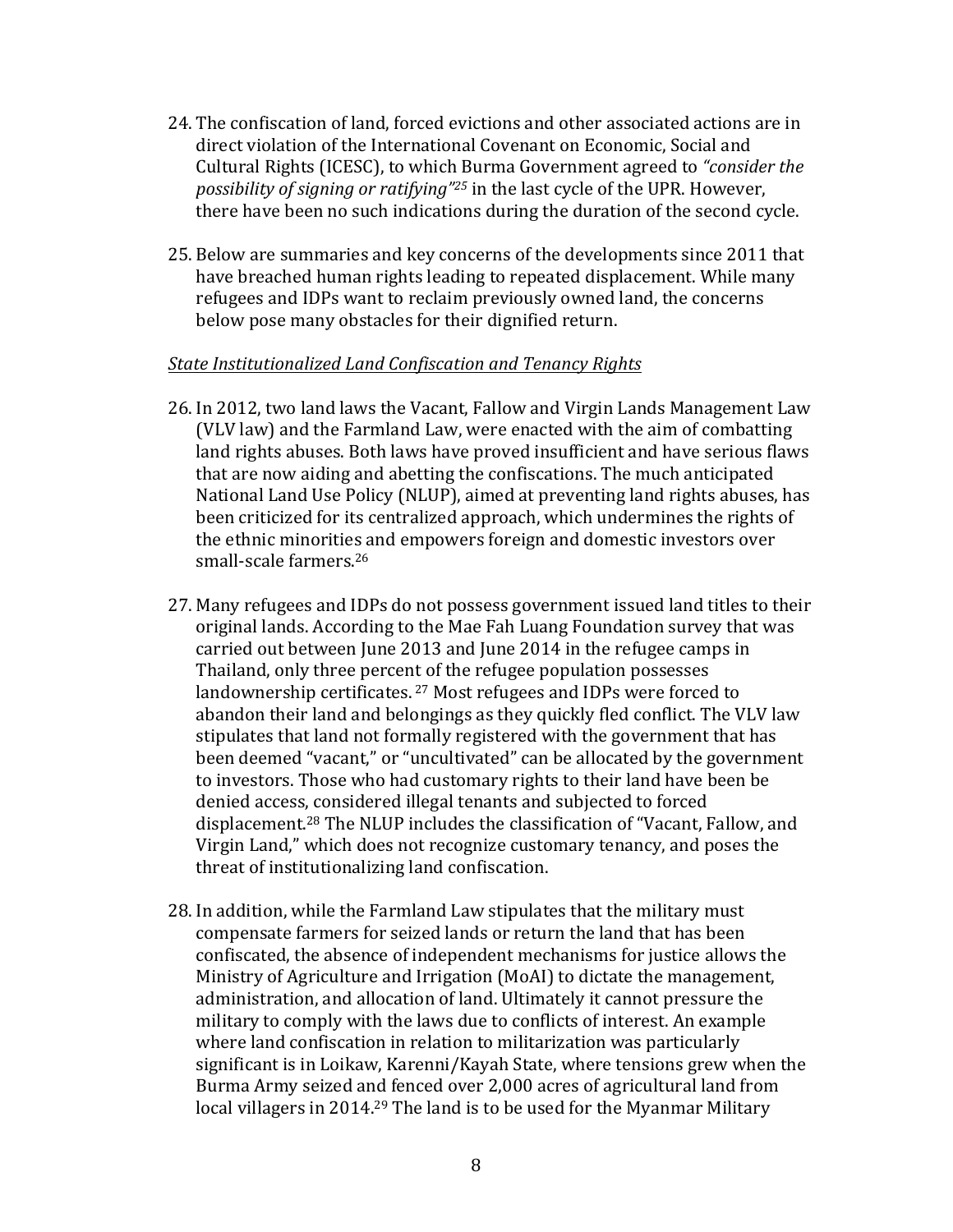24. The confiscation of land, forced evictions and other associated actions are in direct violation of the International Covenant on Economic, Social and Cultural Rights (ICESC), to which Burma Government agreed to *"consider the possibility of signing or ratifying"*[25] in the last cycle of the UPR. However, there have been no such indications during the duration of the second cycle.

25. Below are summaries and key concerns of the developments since 2011 that have breached human rights leading to repeated displacement. While many refugees and IDPs want to reclaim previously owned land, the concerns below pose many obstacles for their dignified return.

*State Institutionalized Land Confiscation and Tenancy Rights*

26. In 2012, two land laws the Vacant, Fallow and Virgin Lands Management Law (VLV law) and the Farmland Law, were enacted with the aim of combatting land rights abuses. Both laws have proved insufficient and have serious flaws that are now aiding and abetting the confiscations. The much anticipated National Land Use Policy (NLUP), aimed at preventing land rights abuses, has been criticized for its centralized approach, which undermines the rights of the ethnic minorities and empowers foreign and domestic investors over small-scale farmers.[26]

27. Many refugees and IDPs do not possess government issued land titles to their original lands. According to the Mae Fah Luang Foundation survey that was carried out between June 2013 and June 2014 in the refugee camps in Thailand, only three percent of the refugee population possesses landownership certificates.[27] Most refugees and IDPs were forced to abandon their land and belongings as they quickly fled conflict. The VLV law stipulates that land not formally registered with the government that has been deemed "vacant," or "uncultivated" can be allocated by the government to investors. Those who had customary rights to their land have been be denied access, considered illegal tenants and subjected to forced displacement.[28] The NLUP includes the classification of "Vacant, Fallow, and Virgin Land," which does not recognize customary tenancy, and poses the threat of institutionalizing land confiscation.

28. In addition, while the Farmland Law stipulates that the military must compensate farmers for seized lands or return the land that has been confiscated, the absence of independent mechanisms for justice allows the Ministry of Agriculture and Irrigation (MoAI) to dictate the management, administration, and allocation of land. Ultimately it cannot pressure the military to comply with the laws due to conflicts of interest. An example where land confiscation in relation to militarization was particularly significant is in Loikaw, Karenni/Kayah State, where tensions grew when the Burma Army seized and fenced over 2,000 acres of agricultural land from local villagers in 2014.[29] The land is to be used for the Myanmar Military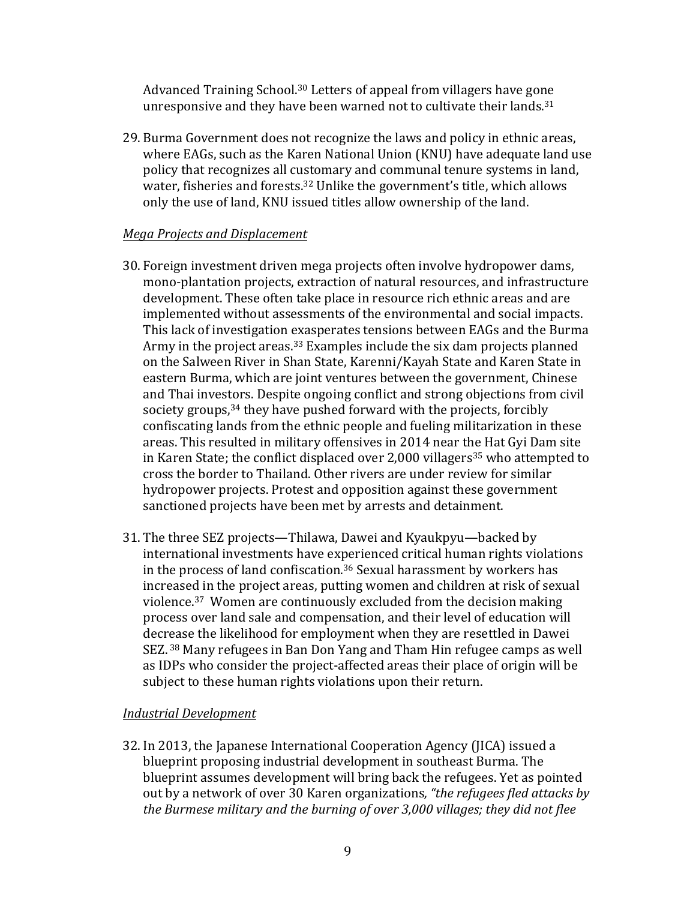Advanced Training School.[30] Letters of appeal from villagers have gone unresponsive and they have been warned not to cultivate their lands.[31]

29. Burma Government does not recognize the laws and policy in ethnic areas, where EAGs, such as the Karen National Union (KNU) have adequate land use policy that recognizes all customary and communal tenure systems in land, water, fisheries and forests.[32] Unlike the government's title, which allows only the use of land, KNU issued titles allow ownership of the land.

*Mega Projects and Displacement*

30. Foreign investment driven mega projects often involve hydropower dams, mono-plantation projects, extraction of natural resources, and infrastructure development. These often take place in resource rich ethnic areas and are implemented without assessments of the environmental and social impacts. This lack of investigation exasperates tensions between EAGs and the Burma Army in the project areas.[33] Examples include the six dam projects planned on the Salween River in Shan State, Karenni/Kayah State and Karen State in eastern Burma, which are joint ventures between the government, Chinese and Thai investors. Despite ongoing conflict and strong objections from civil society groups,[34] they have pushed forward with the projects, forcibly confiscating lands from the ethnic people and fueling militarization in these areas. This resulted in military offensives in 2014 near the Hat Gyi Dam site in Karen State; the conflict displaced over 2,000 villagers[35] who attempted to cross the border to Thailand. Other rivers are under review for similar hydropower projects. Protest and opposition against these government sanctioned projects have been met by arrests and detainment.

31. The three SEZ projects—Thilawa, Dawei and Kyaukpyu—backed by international investments have experienced critical human rights violations in the process of land confiscation.[36] Sexual harassment by workers has increased in the project areas, putting women and children at risk of sexual violence.[37] Women are continuously excluded from the decision making process over land sale and compensation, and their level of education will decrease the likelihood for employment when they are resettled in Dawei SEZ.[38] Many refugees in Ban Don Yang and Tham Hin refugee camps as well as IDPs who consider the project-affected areas their place of origin will be subject to these human rights violations upon their return.

*Industrial Development*

32. In 2013, the Japanese International Cooperation Agency (JICA) issued a blueprint proposing industrial development in southeast Burma. The blueprint assumes development will bring back the refugees. Yet as pointed out by a network of over 30 Karen organizations, *"the refugees fled attacks by the Burmese military and the burning of over 3,000 villages; they did not flee*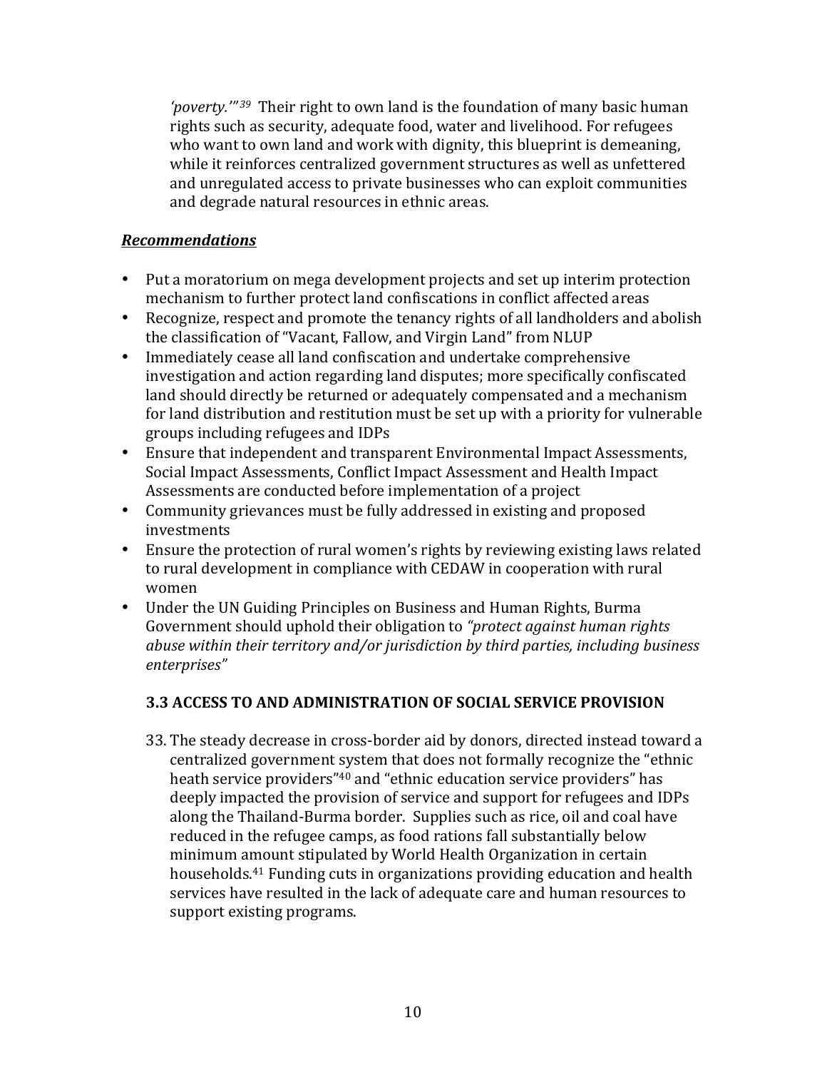*'poverty.'"*[39] Their right to own land is the foundation of many basic human rights such as security, adequate food, water and livelihood. For refugees who want to own land and work with dignity, this blueprint is demeaning, while it reinforces centralized government structures as well as unfettered and unregulated access to private businesses who can exploit communities and degrade natural resources in ethnic areas.

***Recommendations***

- Put a moratorium on mega development projects and set up interim protection mechanism to further protect land confiscations in conflict affected areas
- Recognize, respect and promote the tenancy rights of all landholders and abolish the classification of "Vacant, Fallow, and Virgin Land" from NLUP
- Immediately cease all land confiscation and undertake comprehensive investigation and action regarding land disputes; more specifically confiscated land should directly be returned or adequately compensated and a mechanism for land distribution and restitution must be set up with a priority for vulnerable groups including refugees and IDPs
- Ensure that independent and transparent Environmental Impact Assessments, Social Impact Assessments, Conflict Impact Assessment and Health Impact Assessments are conducted before implementation of a project
- Community grievances must be fully addressed in existing and proposed investments
- Ensure the protection of rural women's rights by reviewing existing laws related to rural development in compliance with CEDAW in cooperation with rural women
- Under the UN Guiding Principles on Business and Human Rights, Burma Government should uphold their obligation to *"protect against human rights abuse within their territory and/or jurisdiction by third parties, including business enterprises"*

### 3.3 ACCESS TO AND ADMINISTRATION OF SOCIAL SERVICE PROVISION

33. The steady decrease in cross-border aid by donors, directed instead toward a centralized government system that does not formally recognize the "ethnic heath service providers"[40] and "ethnic education service providers" has deeply impacted the provision of service and support for refugees and IDPs along the Thailand-Burma border. Supplies such as rice, oil and coal have reduced in the refugee camps, as food rations fall substantially below minimum amount stipulated by World Health Organization in certain households.[41] Funding cuts in organizations providing education and health services have resulted in the lack of adequate care and human resources to support existing programs.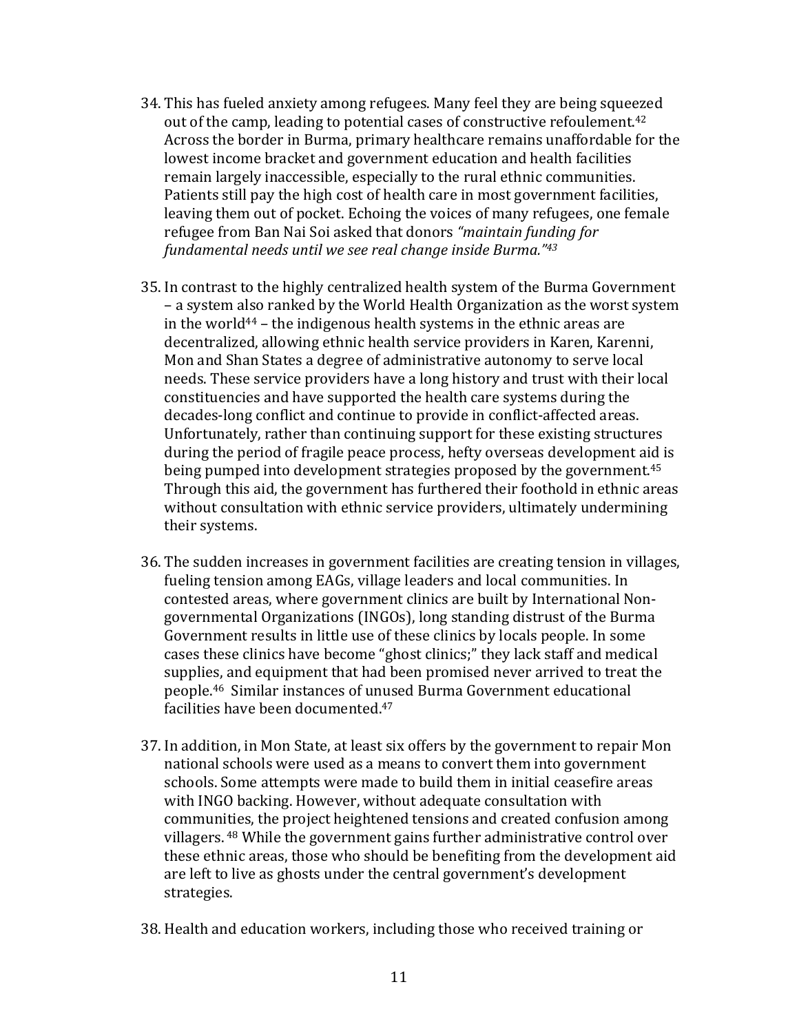34. This has fueled anxiety among refugees. Many feel they are being squeezed out of the camp, leading to potential cases of constructive refoulement.[42] Across the border in Burma, primary healthcare remains unaffordable for the lowest income bracket and government education and health facilities remain largely inaccessible, especially to the rural ethnic communities. Patients still pay the high cost of health care in most government facilities, leaving them out of pocket. Echoing the voices of many refugees, one female refugee from Ban Nai Soi asked that donors *"maintain funding for fundamental needs until we see real change inside Burma."*[43]

35. In contrast to the highly centralized health system of the Burma Government – a system also ranked by the World Health Organization as the worst system in the world[44] – the indigenous health systems in the ethnic areas are decentralized, allowing ethnic health service providers in Karen, Karenni, Mon and Shan States a degree of administrative autonomy to serve local needs. These service providers have a long history and trust with their local constituencies and have supported the health care systems during the decades-long conflict and continue to provide in conflict-affected areas. Unfortunately, rather than continuing support for these existing structures during the period of fragile peace process, hefty overseas development aid is being pumped into development strategies proposed by the government.[45] Through this aid, the government has furthered their foothold in ethnic areas without consultation with ethnic service providers, ultimately undermining their systems.

36. The sudden increases in government facilities are creating tension in villages, fueling tension among EAGs, village leaders and local communities. In contested areas, where government clinics are built by International Non-governmental Organizations (INGOs), long standing distrust of the Burma Government results in little use of these clinics by locals people. In some cases these clinics have become "ghost clinics;" they lack staff and medical supplies, and equipment that had been promised never arrived to treat the people.[46] Similar instances of unused Burma Government educational facilities have been documented.[47]

37. In addition, in Mon State, at least six offers by the government to repair Mon national schools were used as a means to convert them into government schools. Some attempts were made to build them in initial ceasefire areas with INGO backing. However, without adequate consultation with communities, the project heightened tensions and created confusion among villagers.[48] While the government gains further administrative control over these ethnic areas, those who should be benefiting from the development aid are left to live as ghosts under the central government's development strategies.

38. Health and education workers, including those who received training or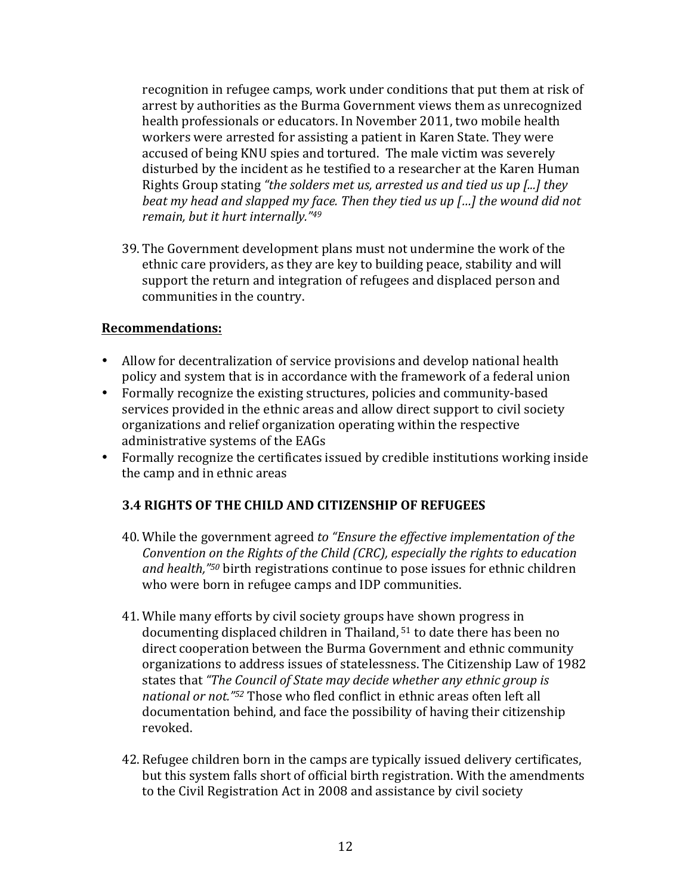recognition in refugee camps, work under conditions that put them at risk of arrest by authorities as the Burma Government views them as unrecognized health professionals or educators. In November 2011, two mobile health workers were arrested for assisting a patient in Karen State. They were accused of being KNU spies and tortured. The male victim was severely disturbed by the incident as he testified to a researcher at the Karen Human Rights Group stating *"the solders met us, arrested us and tied us up [...] they beat my head and slapped my face. Then they tied us up […] the wound did not remain, but it hurt internally."*[49]

39. The Government development plans must not undermine the work of the ethnic care providers, as they are key to building peace, stability and will support the return and integration of refugees and displaced person and communities in the country.

**Recommendations:**

- Allow for decentralization of service provisions and develop national health policy and system that is in accordance with the framework of a federal union
- Formally recognize the existing structures, policies and community-based services provided in the ethnic areas and allow direct support to civil society organizations and relief organization operating within the respective administrative systems of the EAGs
- Formally recognize the certificates issued by credible institutions working inside the camp and in ethnic areas

### 3.4 RIGHTS OF THE CHILD AND CITIZENSHIP OF REFUGEES

40. While the government agreed *to "Ensure the effective implementation of the Convention on the Rights of the Child (CRC), especially the rights to education and health,"*[50] birth registrations continue to pose issues for ethnic children who were born in refugee camps and IDP communities.

41. While many efforts by civil society groups have shown progress in documenting displaced children in Thailand,[51] to date there has been no direct cooperation between the Burma Government and ethnic community organizations to address issues of statelessness. The Citizenship Law of 1982 states that *"The Council of State may decide whether any ethnic group is national or not."*[52] Those who fled conflict in ethnic areas often left all documentation behind, and face the possibility of having their citizenship revoked.

42. Refugee children born in the camps are typically issued delivery certificates, but this system falls short of official birth registration. With the amendments to the Civil Registration Act in 2008 and assistance by civil society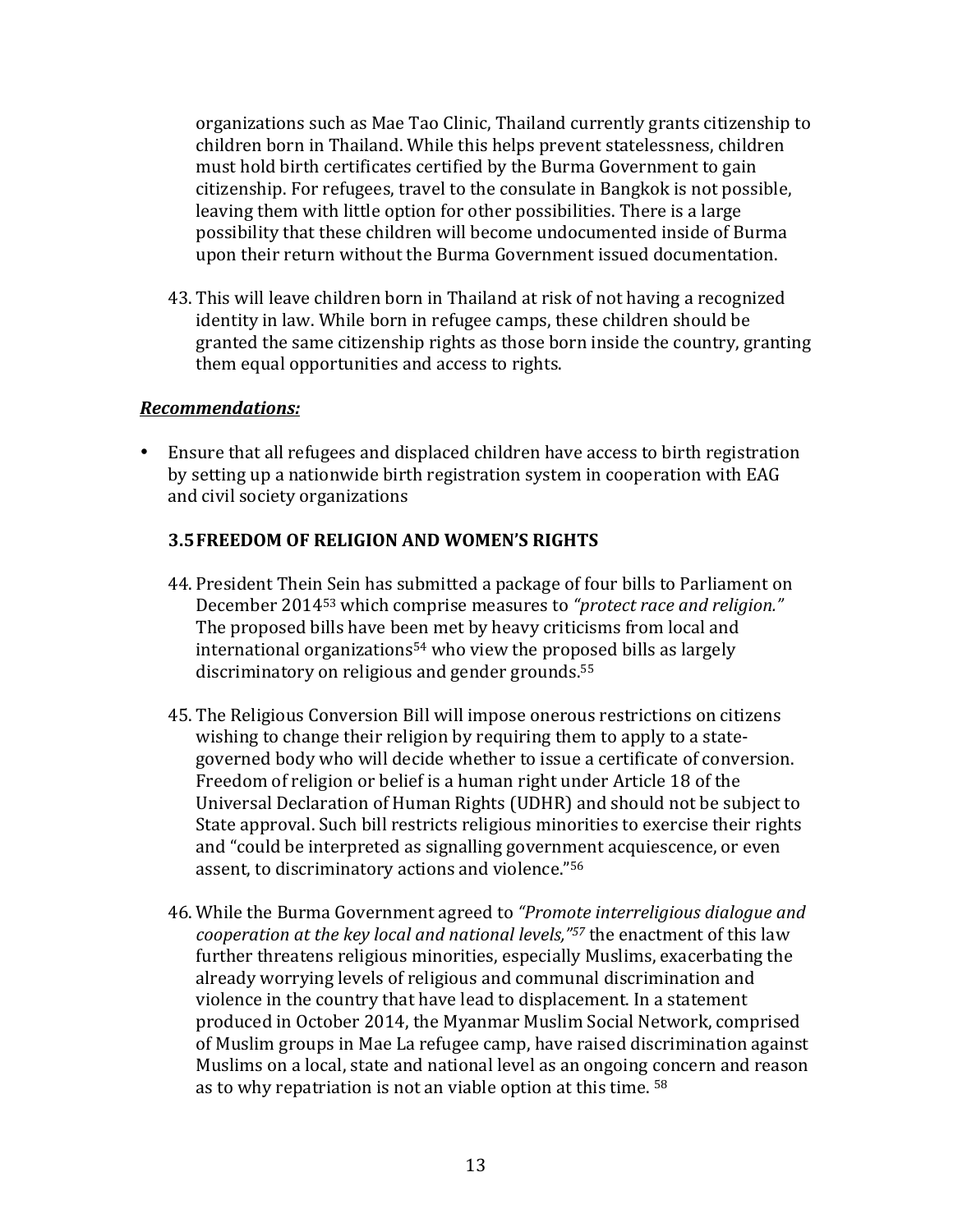organizations such as Mae Tao Clinic, Thailand currently grants citizenship to children born in Thailand. While this helps prevent statelessness, children must hold birth certificates certified by the Burma Government to gain citizenship. For refugees, travel to the consulate in Bangkok is not possible, leaving them with little option for other possibilities. There is a large possibility that these children will become undocumented inside of Burma upon their return without the Burma Government issued documentation.

43. This will leave children born in Thailand at risk of not having a recognized identity in law. While born in refugee camps, these children should be granted the same citizenship rights as those born inside the country, granting them equal opportunities and access to rights.

***Recommendations:***

- Ensure that all refugees and displaced children have access to birth registration by setting up a nationwide birth registration system in cooperation with EAG and civil society organizations

### 3.5 FREEDOM OF RELIGION AND WOMEN'S RIGHTS

44. President Thein Sein has submitted a package of four bills to Parliament on December 2014[53] which comprise measures to *"protect race and religion."* The proposed bills have been met by heavy criticisms from local and international organizations[54] who view the proposed bills as largely discriminatory on religious and gender grounds.[55]

45. The Religious Conversion Bill will impose onerous restrictions on citizens wishing to change their religion by requiring them to apply to a state-governed body who will decide whether to issue a certificate of conversion. Freedom of religion or belief is a human right under Article 18 of the Universal Declaration of Human Rights (UDHR) and should not be subject to State approval. Such bill restricts religious minorities to exercise their rights and "could be interpreted as signalling government acquiescence, or even assent, to discriminatory actions and violence."[56]

46. While the Burma Government agreed to *"Promote interreligious dialogue and cooperation at the key local and national levels,"*[57] the enactment of this law further threatens religious minorities, especially Muslims, exacerbating the already worrying levels of religious and communal discrimination and violence in the country that have lead to displacement. In a statement produced in October 2014, the Myanmar Muslim Social Network, comprised of Muslim groups in Mae La refugee camp, have raised discrimination against Muslims on a local, state and national level as an ongoing concern and reason as to why repatriation is not an viable option at this time. [58]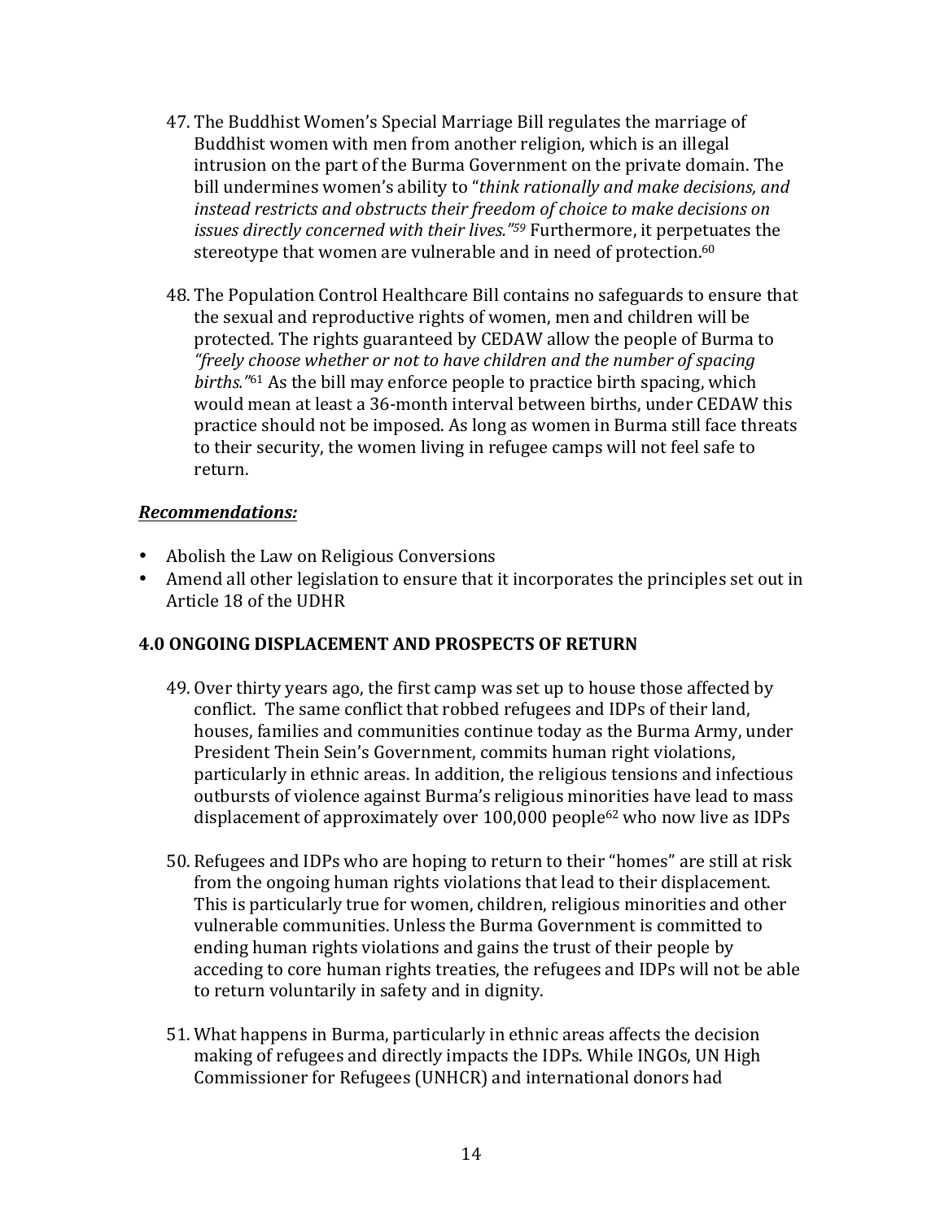47. The Buddhist Women's Special Marriage Bill regulates the marriage of Buddhist women with men from another religion, which is an illegal intrusion on the part of the Burma Government on the private domain. The bill undermines women's ability to "*think rationally and make decisions, and instead restricts and obstructs their freedom of choice to make decisions on issues directly concerned with their lives."*[59] Furthermore, it perpetuates the stereotype that women are vulnerable and in need of protection.[60]

48. The Population Control Healthcare Bill contains no safeguards to ensure that the sexual and reproductive rights of women, men and children will be protected. The rights guaranteed by CEDAW allow the people of Burma to *"freely choose whether or not to have children and the number of spacing births."*[61] As the bill may enforce people to practice birth spacing, which would mean at least a 36-month interval between births, under CEDAW this practice should not be imposed. As long as women in Burma still face threats to their security, the women living in refugee camps will not feel safe to return.

***Recommendations:***

- Abolish the Law on Religious Conversions
- Amend all other legislation to ensure that it incorporates the principles set out in Article 18 of the UDHR

## 4.0 ONGOING DISPLACEMENT AND PROSPECTS OF RETURN

49. Over thirty years ago, the first camp was set up to house those affected by conflict. The same conflict that robbed refugees and IDPs of their land, houses, families and communities continue today as the Burma Army, under President Thein Sein's Government, commits human right violations, particularly in ethnic areas. In addition, the religious tensions and infectious outbursts of violence against Burma's religious minorities have lead to mass displacement of approximately over 100,000 people[62] who now live as IDPs

50. Refugees and IDPs who are hoping to return to their "homes" are still at risk from the ongoing human rights violations that lead to their displacement. This is particularly true for women, children, religious minorities and other vulnerable communities. Unless the Burma Government is committed to ending human rights violations and gains the trust of their people by acceding to core human rights treaties, the refugees and IDPs will not be able to return voluntarily in safety and in dignity.

51. What happens in Burma, particularly in ethnic areas affects the decision making of refugees and directly impacts the IDPs. While INGOs, UN High Commissioner for Refugees (UNHCR) and international donors had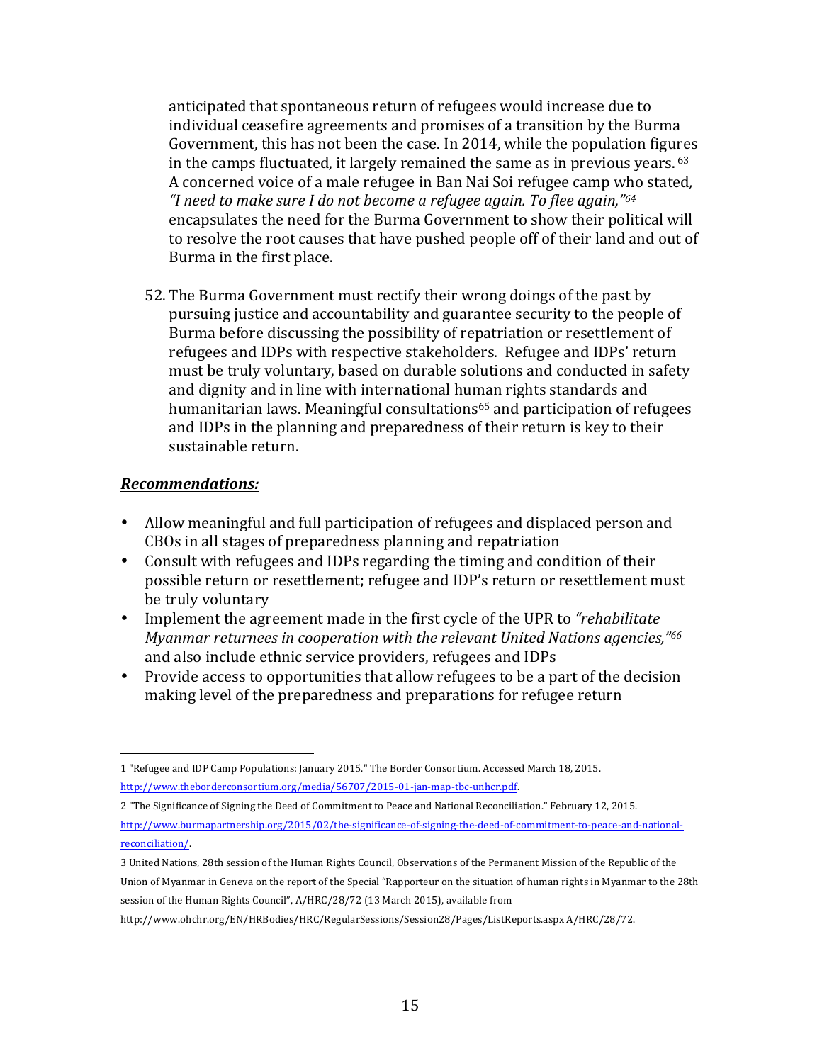anticipated that spontaneous return of refugees would increase due to individual ceasefire agreements and promises of a transition by the Burma Government, this has not been the case. In 2014, while the population figures in the camps fluctuated, it largely remained the same as in previous years. [63] A concerned voice of a male refugee in Ban Nai Soi refugee camp who stated, *"I need to make sure I do not become a refugee again. To flee again,"[64]* encapsulates the need for the Burma Government to show their political will to resolve the root causes that have pushed people off of their land and out of Burma in the first place.

52. The Burma Government must rectify their wrong doings of the past by pursuing justice and accountability and guarantee security to the people of Burma before discussing the possibility of repatriation or resettlement of refugees and IDPs with respective stakeholders. Refugee and IDPs' return must be truly voluntary, based on durable solutions and conducted in safety and dignity and in line with international human rights standards and humanitarian laws. Meaningful consultations[65] and participation of refugees and IDPs in the planning and preparedness of their return is key to their sustainable return.

***Recommendations:***

- Allow meaningful and full participation of refugees and displaced person and CBOs in all stages of preparedness planning and repatriation
- Consult with refugees and IDPs regarding the timing and condition of their possible return or resettlement; refugee and IDP's return or resettlement must be truly voluntary
- Implement the agreement made in the first cycle of the UPR to *"rehabilitate Myanmar returnees in cooperation with the relevant United Nations agencies,"[66]* and also include ethnic service providers, refugees and IDPs
- Provide access to opportunities that allow refugees to be a part of the decision making level of the preparedness and preparations for refugee return

---

1 "Refugee and IDP Camp Populations: January 2015." The Border Consortium. Accessed March 18, 2015. http://www.theborderconsortium.org/media/56707/2015-01-jan-map-tbc-unhcr.pdf.

2 "The Significance of Signing the Deed of Commitment to Peace and National Reconciliation." February 12, 2015. http://www.burmapartnership.org/2015/02/the-significance-of-signing-the-deed-of-commitment-to-peace-and-national-reconciliation/.

3 United Nations, 28th session of the Human Rights Council, Observations of the Permanent Mission of the Republic of the Union of Myanmar in Geneva on the report of the Special "Rapporteur on the situation of human rights in Myanmar to the 28th session of the Human Rights Council", A/HRC/28/72 (13 March 2015), available from http://www.ohchr.org/EN/HRBodies/HRC/RegularSessions/Session28/Pages/ListReports.aspx A/HRC/28/72.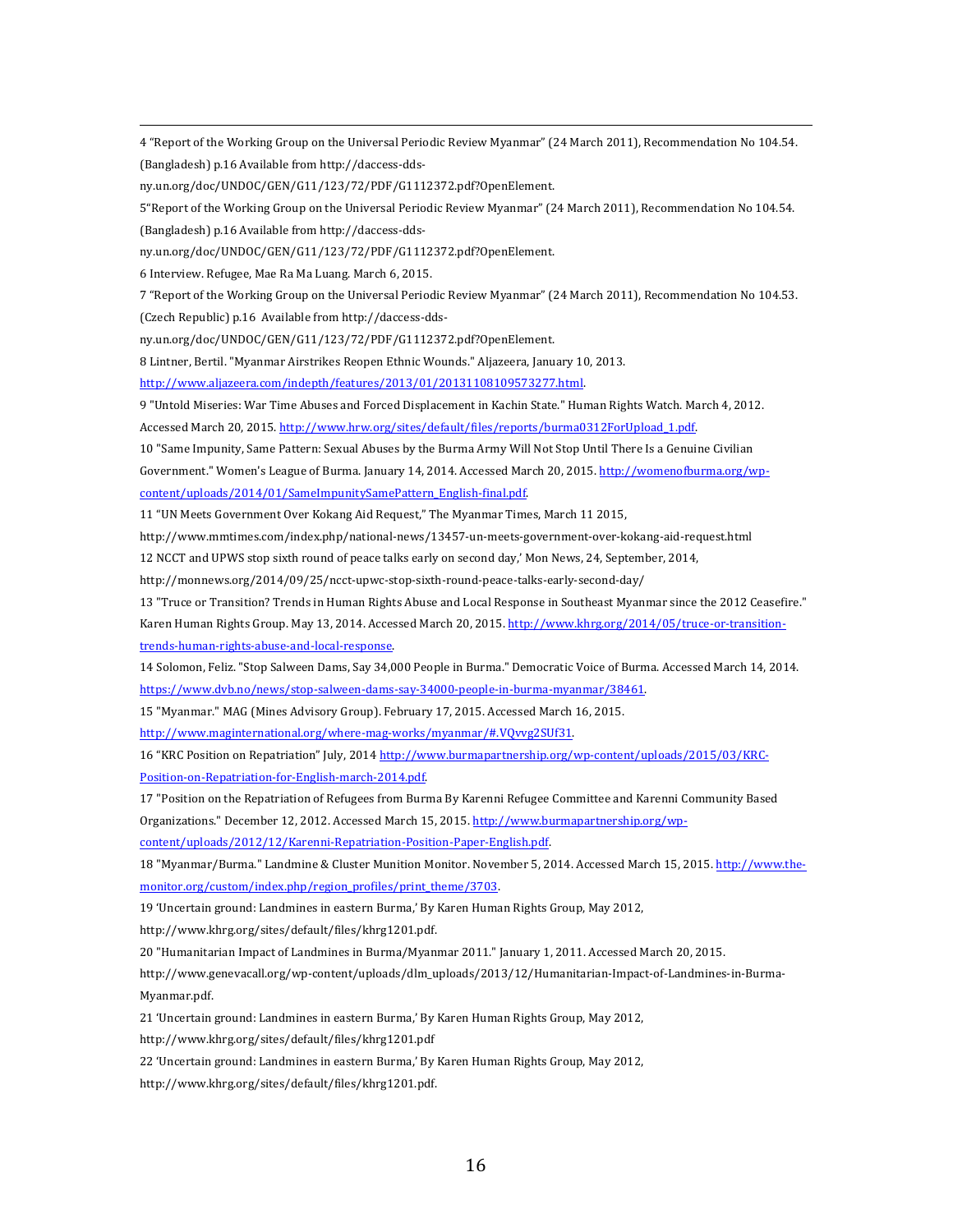4 "Report of the Working Group on the Universal Periodic Review Myanmar" (24 March 2011), Recommendation No 104.54. (Bangladesh) p.16 Available from http://daccess-dds-ny.un.org/doc/UNDOC/GEN/G11/123/72/PDF/G1112372.pdf?OpenElement.

5"Report of the Working Group on the Universal Periodic Review Myanmar" (24 March 2011), Recommendation No 104.54. (Bangladesh) p.16 Available from http://daccess-dds-ny.un.org/doc/UNDOC/GEN/G11/123/72/PDF/G1112372.pdf?OpenElement.

6 Interview. Refugee, Mae Ra Ma Luang. March 6, 2015.

7 "Report of the Working Group on the Universal Periodic Review Myanmar" (24 March 2011), Recommendation No 104.53. (Czech Republic) p.16 Available from http://daccess-dds-ny.un.org/doc/UNDOC/GEN/G11/123/72/PDF/G1112372.pdf?OpenElement.

8 Lintner, Bertil. "Myanmar Airstrikes Reopen Ethnic Wounds." Aljazeera, January 10, 2013. http://www.aljazeera.com/indepth/features/2013/01/20131108109573277.html.

9 "Untold Miseries: War Time Abuses and Forced Displacement in Kachin State." Human Rights Watch. March 4, 2012. Accessed March 20, 2015. http://www.hrw.org/sites/default/files/reports/burma0312ForUpload_1.pdf.

10 "Same Impunity, Same Pattern: Sexual Abuses by the Burma Army Will Not Stop Until There Is a Genuine Civilian Government." Women's League of Burma. January 14, 2014. Accessed March 20, 2015. http://womenofburma.org/wp-content/uploads/2014/01/SameImpunitySamePattern_English-final.pdf.

11 "UN Meets Government Over Kokang Aid Request," The Myanmar Times, March 11 2015, http://www.mmtimes.com/index.php/national-news/13457-un-meets-government-over-kokang-aid-request.html

12 NCCT and UPWS stop sixth round of peace talks early on second day,' Mon News, 24, September, 2014, http://monnews.org/2014/09/25/ncct-upwc-stop-sixth-round-peace-talks-early-second-day/

13 "Truce or Transition? Trends in Human Rights Abuse and Local Response in Southeast Myanmar since the 2012 Ceasefire." Karen Human Rights Group. May 13, 2014. Accessed March 20, 2015. http://www.khrg.org/2014/05/truce-or-transition-trends-human-rights-abuse-and-local-response.

14 Solomon, Feliz. "Stop Salween Dams, Say 34,000 People in Burma." Democratic Voice of Burma. Accessed March 14, 2014. https://www.dvb.no/news/stop-salween-dams-say-34000-people-in-burma-myanmar/38461.

15 "Myanmar." MAG (Mines Advisory Group). February 17, 2015. Accessed March 16, 2015. http://www.maginternational.org/where-mag-works/myanmar/#.VQvvg2SUf31.

16 "KRC Position on Repatriation" July, 2014 http://www.burmapartnership.org/wp-content/uploads/2015/03/KRC-Position-on-Repatriation-for-English-march-2014.pdf.

17 "Position on the Repatriation of Refugees from Burma By Karenni Refugee Committee and Karenni Community Based Organizations." December 12, 2012. Accessed March 15, 2015. http://www.burmapartnership.org/wp-content/uploads/2012/12/Karenni-Repatriation-Position-Paper-English.pdf.

18 "Myanmar/Burma." Landmine & Cluster Munition Monitor. November 5, 2014. Accessed March 15, 2015. http://www.the-monitor.org/custom/index.php/region_profiles/print_theme/3703.

19 'Uncertain ground: Landmines in eastern Burma,' By Karen Human Rights Group, May 2012, http://www.khrg.org/sites/default/files/khrg1201.pdf.

20 "Humanitarian Impact of Landmines in Burma/Myanmar 2011." January 1, 2011. Accessed March 20, 2015. http://www.genevacall.org/wp-content/uploads/dlm_uploads/2013/12/Humanitarian-Impact-of-Landmines-in-Burma-Myanmar.pdf.

21 'Uncertain ground: Landmines in eastern Burma,' By Karen Human Rights Group, May 2012, http://www.khrg.org/sites/default/files/khrg1201.pdf

22 'Uncertain ground: Landmines in eastern Burma,' By Karen Human Rights Group, May 2012, http://www.khrg.org/sites/default/files/khrg1201.pdf.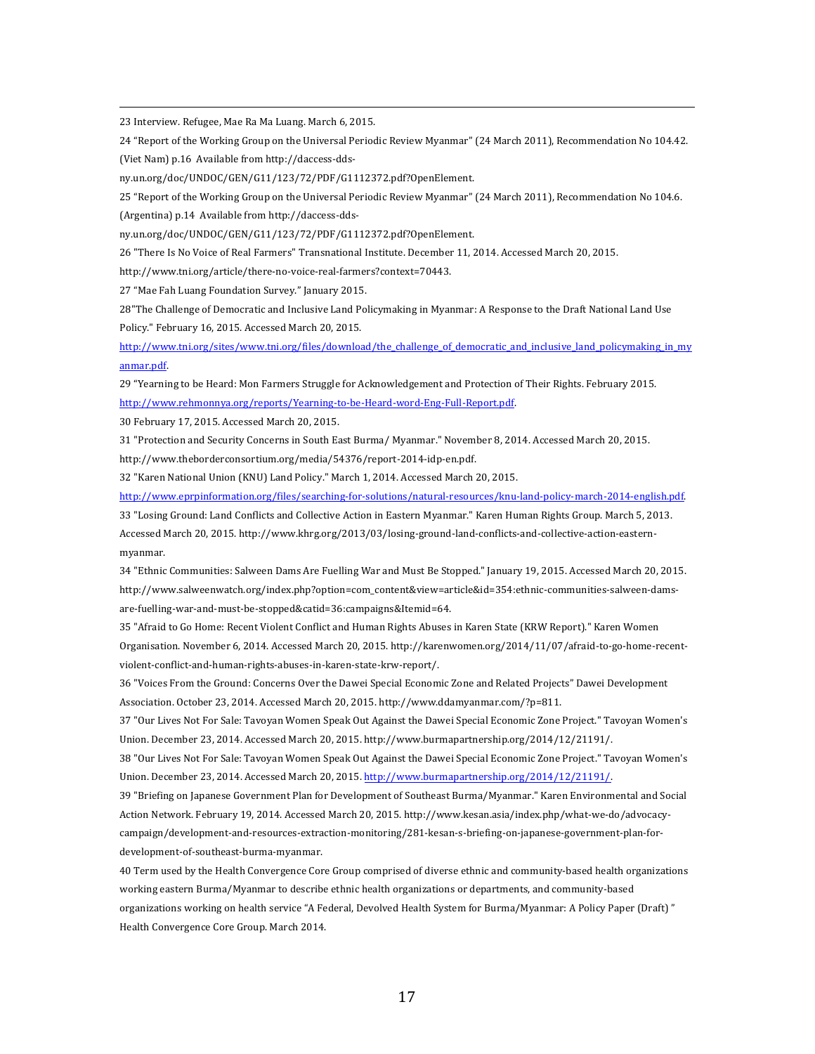23 Interview. Refugee, Mae Ra Ma Luang. March 6, 2015.

24 "Report of the Working Group on the Universal Periodic Review Myanmar" (24 March 2011), Recommendation No 104.42. (Viet Nam) p.16 Available from http://daccess-dds-ny.un.org/doc/UNDOC/GEN/G11/123/72/PDF/G1112372.pdf?OpenElement.

25 "Report of the Working Group on the Universal Periodic Review Myanmar" (24 March 2011), Recommendation No 104.6. (Argentina) p.14 Available from http://daccess-dds-ny.un.org/doc/UNDOC/GEN/G11/123/72/PDF/G1112372.pdf?OpenElement.

26 "There Is No Voice of Real Farmers" Transnational Institute. December 11, 2014. Accessed March 20, 2015. http://www.tni.org/article/there-no-voice-real-farmers?context=70443.

27 "Mae Fah Luang Foundation Survey." January 2015.

28"The Challenge of Democratic and Inclusive Land Policymaking in Myanmar: A Response to the Draft National Land Use Policy." February 16, 2015. Accessed March 20, 2015. http://www.tni.org/sites/www.tni.org/files/download/the_challenge_of_democratic_and_inclusive_land_policymaking_in_myanmar.pdf.

29 "Yearning to be Heard: Mon Farmers Struggle for Acknowledgement and Protection of Their Rights. February 2015. http://www.rehmonnya.org/reports/Yearning-to-be-Heard-word-Eng-Full-Report.pdf.

30 February 17, 2015. Accessed March 20, 2015.

31 "Protection and Security Concerns in South East Burma/ Myanmar." November 8, 2014. Accessed March 20, 2015. http://www.theborderconsortium.org/media/54376/report-2014-idp-en.pdf.

32 "Karen National Union (KNU) Land Policy." March 1, 2014. Accessed March 20, 2015. http://www.eprpinformation.org/files/searching-for-solutions/natural-resources/knu-land-policy-march-2014-english.pdf.

33 "Losing Ground: Land Conflicts and Collective Action in Eastern Myanmar." Karen Human Rights Group. March 5, 2013. Accessed March 20, 2015. http://www.khrg.org/2013/03/losing-ground-land-conflicts-and-collective-action-eastern-myanmar.

34 "Ethnic Communities: Salween Dams Are Fuelling War and Must Be Stopped." January 19, 2015. Accessed March 20, 2015. http://www.salweenwatch.org/index.php?option=com_content&view=article&id=354:ethnic-communities-salween-dams-are-fuelling-war-and-must-be-stopped&catid=36:campaigns&Itemid=64.

35 "Afraid to Go Home: Recent Violent Conflict and Human Rights Abuses in Karen State (KRW Report)." Karen Women Organisation. November 6, 2014. Accessed March 20, 2015. http://karenwomen.org/2014/11/07/afraid-to-go-home-recent-violent-conflict-and-human-rights-abuses-in-karen-state-krw-report/.

36 "Voices From the Ground: Concerns Over the Dawei Special Economic Zone and Related Projects" Dawei Development Association. October 23, 2014. Accessed March 20, 2015. http://www.ddamyanmar.com/?p=811.

37 "Our Lives Not For Sale: Tavoyan Women Speak Out Against the Dawei Special Economic Zone Project." Tavoyan Women's Union. December 23, 2014. Accessed March 20, 2015. http://www.burmapartnership.org/2014/12/21191/.

38 "Our Lives Not For Sale: Tavoyan Women Speak Out Against the Dawei Special Economic Zone Project." Tavoyan Women's Union. December 23, 2014. Accessed March 20, 2015. http://www.burmapartnership.org/2014/12/21191/.

39 "Briefing on Japanese Government Plan for Development of Southeast Burma/Myanmar." Karen Environmental and Social Action Network. February 19, 2014. Accessed March 20, 2015. http://www.kesan.asia/index.php/what-we-do/advocacy-campaign/development-and-resources-extraction-monitoring/281-kesan-s-briefing-on-japanese-government-plan-for-development-of-southeast-burma-myanmar.

40 Term used by the Health Convergence Core Group comprised of diverse ethnic and community-based health organizations working eastern Burma/Myanmar to describe ethnic health organizations or departments, and community-based organizations working on health service "A Federal, Devolved Health System for Burma/Myanmar: A Policy Paper (Draft) " Health Convergence Core Group. March 2014.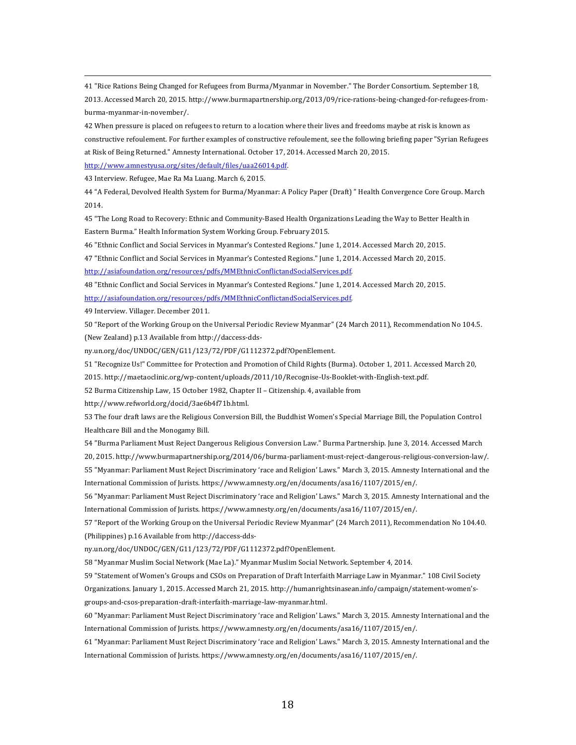41 "Rice Rations Being Changed for Refugees from Burma/Myanmar in November." The Border Consortium. September 18, 2013. Accessed March 20, 2015. http://www.burmapartnership.org/2013/09/rice-rations-being-changed-for-refugees-from-burma-myanmar-in-november/.

42 When pressure is placed on refugees to return to a location where their lives and freedoms maybe at risk is known as constructive refoulement. For further examples of constructive refoulement, see the following briefing paper "Syrian Refugees at Risk of Being Returned." Amnesty International. October 17, 2014. Accessed March 20, 2015. http://www.amnestyusa.org/sites/default/files/uaa26014.pdf.

43 Interview. Refugee, Mae Ra Ma Luang. March 6, 2015.

44 "A Federal, Devolved Health System for Burma/Myanmar: A Policy Paper (Draft) " Health Convergence Core Group. March 2014.

45 "The Long Road to Recovery: Ethnic and Community-Based Health Organizations Leading the Way to Better Health in Eastern Burma." Health Information System Working Group. February 2015.

46 "Ethnic Conflict and Social Services in Myanmar's Contested Regions." June 1, 2014. Accessed March 20, 2015.

47 "Ethnic Conflict and Social Services in Myanmar's Contested Regions." June 1, 2014. Accessed March 20, 2015. http://asiafoundation.org/resources/pdfs/MMEthnicConflictandSocialServices.pdf.

48 "Ethnic Conflict and Social Services in Myanmar's Contested Regions." June 1, 2014. Accessed March 20, 2015. http://asiafoundation.org/resources/pdfs/MMEthnicConflictandSocialServices.pdf.

49 Interview. Villager. December 2011.

50 "Report of the Working Group on the Universal Periodic Review Myanmar" (24 March 2011), Recommendation No 104.5. (New Zealand) p.13 Available from http://daccess-dds-ny.un.org/doc/UNDOC/GEN/G11/123/72/PDF/G1112372.pdf?OpenElement.

51 "Recognize Us!" Committee for Protection and Promotion of Child Rights (Burma). October 1, 2011. Accessed March 20, 2015. http://maetaoclinic.org/wp-content/uploads/2011/10/Recognise-Us-Booklet-with-English-text.pdf.

52 Burma Citizenship Law, 15 October 1982, Chapter II – Citizenship. 4, available from http://www.refworld.org/docid/3ae6b4f71b.html.

53 The four draft laws are the Religious Conversion Bill, the Buddhist Women's Special Marriage Bill, the Population Control Healthcare Bill and the Monogamy Bill.

54 "Burma Parliament Must Reject Dangerous Religious Conversion Law." Burma Partnership. June 3, 2014. Accessed March 20, 2015. http://www.burmapartnership.org/2014/06/burma-parliament-must-reject-dangerous-religious-conversion-law/.

55 "Myanmar: Parliament Must Reject Discriminatory 'race and Religion' Laws." March 3, 2015. Amnesty International and the International Commission of Jurists. https://www.amnesty.org/en/documents/asa16/1107/2015/en/.

56 "Myanmar: Parliament Must Reject Discriminatory 'race and Religion' Laws." March 3, 2015. Amnesty International and the International Commission of Jurists. https://www.amnesty.org/en/documents/asa16/1107/2015/en/.

57 "Report of the Working Group on the Universal Periodic Review Myanmar" (24 March 2011), Recommendation No 104.40. (Philippines) p.16 Available from http://daccess-dds-ny.un.org/doc/UNDOC/GEN/G11/123/72/PDF/G1112372.pdf?OpenElement.

58 "Myanmar Muslim Social Network (Mae La)." Myanmar Muslim Social Network. September 4, 2014.

59 "Statement of Women's Groups and CSOs on Preparation of Draft Interfaith Marriage Law in Myanmar." 108 Civil Society Organizations. January 1, 2015. Accessed March 21, 2015. http://humanrightsinasean.info/campaign/statement-women's-groups-and-csos-preparation-draft-interfaith-marriage-law-myanmar.html.

60 "Myanmar: Parliament Must Reject Discriminatory 'race and Religion' Laws." March 3, 2015. Amnesty International and the International Commission of Jurists. https://www.amnesty.org/en/documents/asa16/1107/2015/en/.

61 "Myanmar: Parliament Must Reject Discriminatory 'race and Religion' Laws." March 3, 2015. Amnesty International and the International Commission of Jurists. https://www.amnesty.org/en/documents/asa16/1107/2015/en/.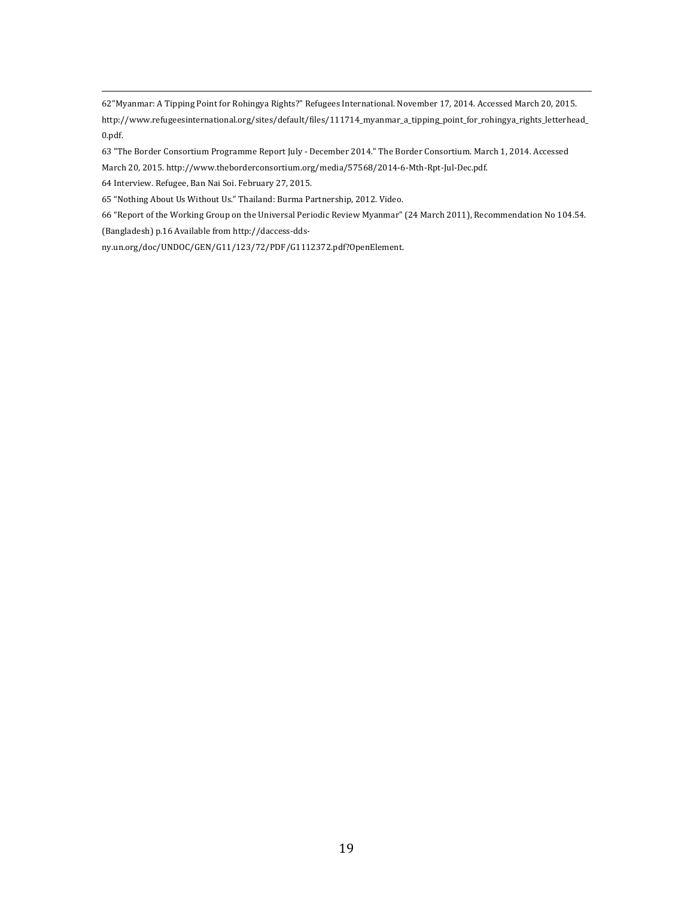62"Myanmar: A Tipping Point for Rohingya Rights?" Refugees International. November 17, 2014. Accessed March 20, 2015. http://www.refugeesinternational.org/sites/default/files/111714_myanmar_a_tipping_point_for_rohingya_rights_letterhead_0.pdf.

63 "The Border Consortium Programme Report July - December 2014." The Border Consortium. March 1, 2014. Accessed March 20, 2015. http://www.theborderconsortium.org/media/57568/2014-6-Mth-Rpt-Jul-Dec.pdf.

64 Interview. Refugee, Ban Nai Soi. February 27, 2015.

65 "Nothing About Us Without Us." Thailand: Burma Partnership, 2012. Video.

66 "Report of the Working Group on the Universal Periodic Review Myanmar" (24 March 2011), Recommendation No 104.54. (Bangladesh) p.16 Available from http://daccess-dds-ny.un.org/doc/UNDOC/GEN/G11/123/72/PDF/G1112372.pdf?OpenElement.